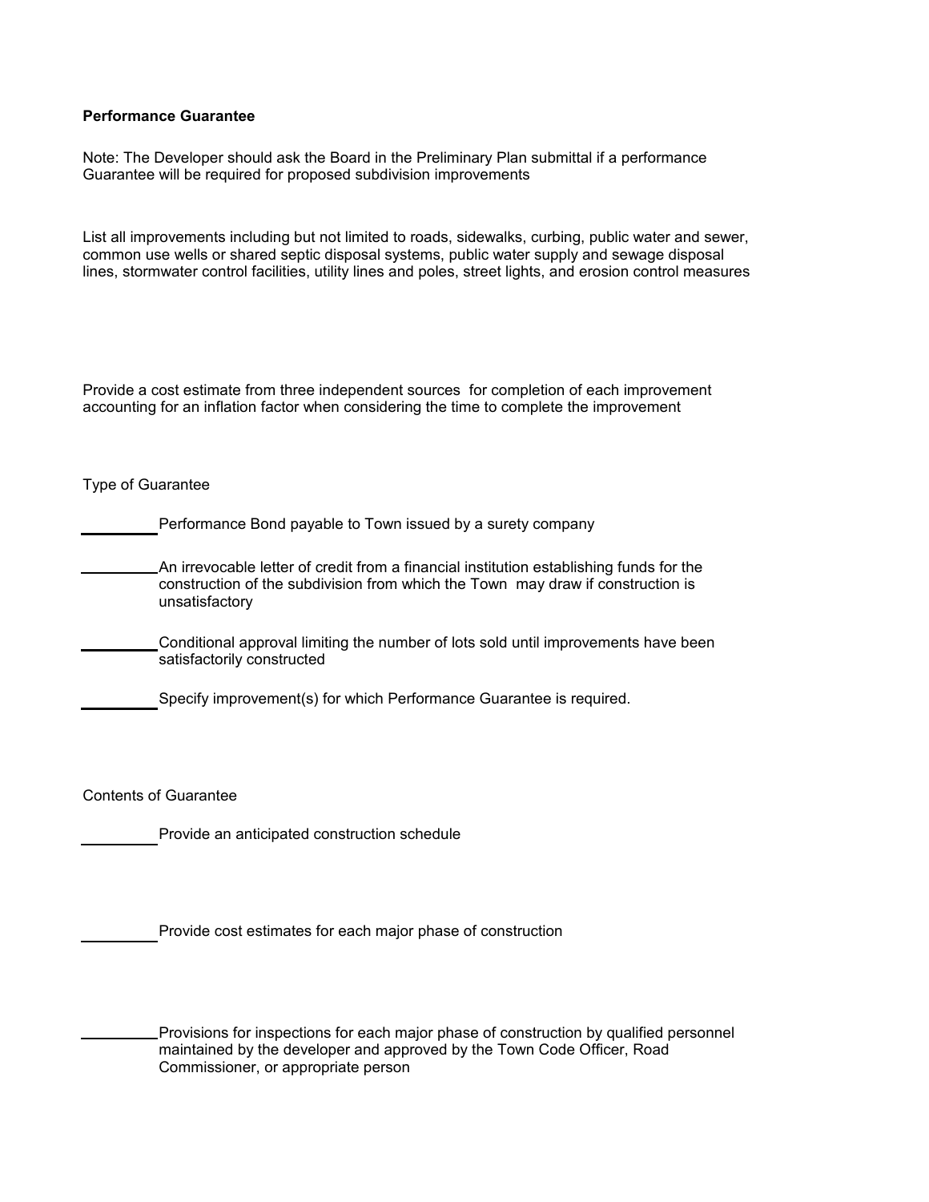**Performance Guarantee**

Note: The Developer should ask the Board in the Preliminary Plan submittal if a performance Guarantee will be required for proposed subdivision improvements

List all improvements including but not limited to roads, sidewalks, curbing, public water and sewer, common use wells or shared septic disposal systems, public water supply and sewage disposal lines, stormwater control facilities, utility lines and poles, street lights, and erosion control measures

Provide a cost estimate from three independent sources for completion of each improvement accounting for an inflation factor when considering the time to complete the improvement

Type of Guarantee

\_\_\_\_\_\_\_\_\_\_ Performance Bond payable to Town issued by a surety company

\_\_\_\_\_\_\_\_\_\_ An irrevocable letter of credit from a financial institution establishing funds for the construction of the subdivision from which the Town may draw if construction is unsatisfactory

\_\_\_\_\_\_\_\_\_\_ Conditional approval limiting the number of lots sold until improvements have been satisfactorily constructed

\_\_\_\_\_\_\_\_\_\_ Specify improvement(s) for which Performance Guarantee is required.

Contents of Guarantee

\_\_\_\_\_\_\_\_\_\_ Provide an anticipated construction schedule

\_\_\_\_\_\_\_\_\_\_ Provide cost estimates for each major phase of construction

\_\_\_\_\_\_\_\_\_\_ Provisions for inspections for each major phase of construction by qualified personnel maintained by the developer and approved by the Town Code Officer, Road Commissioner, or appropriate person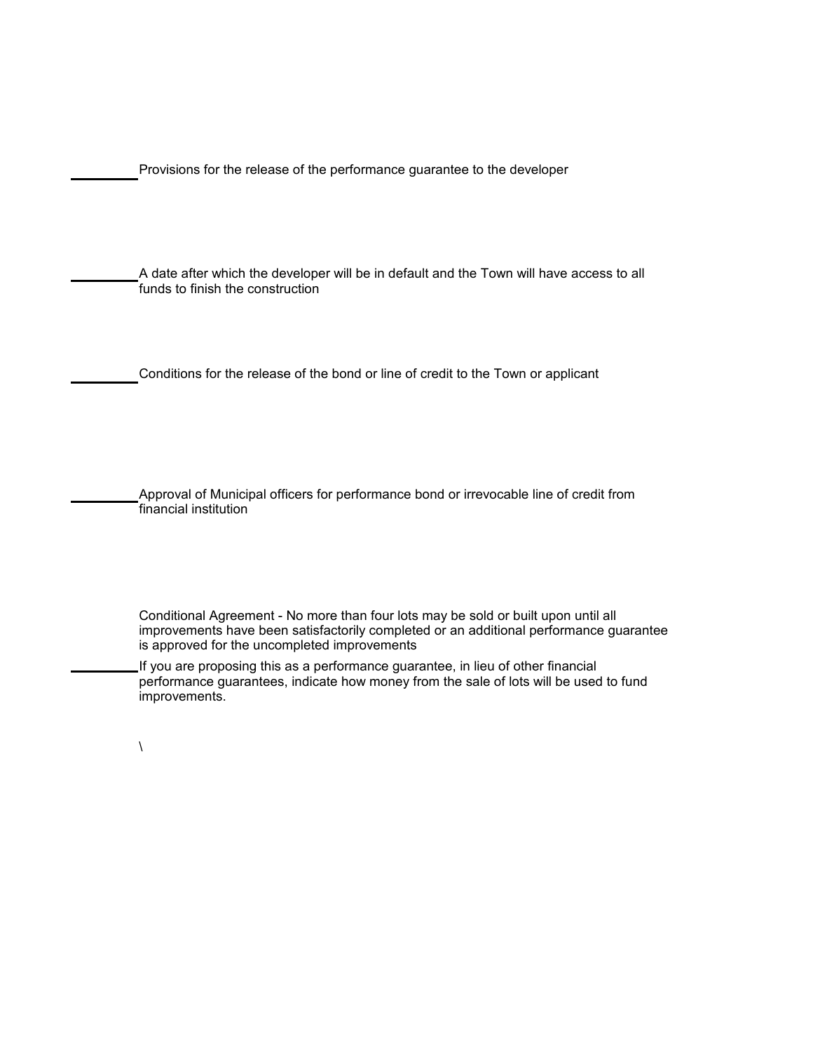\_\_\_\_\_\_\_\_\_\_ Provisions for the release of the performance guarantee to the developer

\_\_\_\_\_\_\_\_\_\_ A date after which the developer will be in default and the Town will have access to all funds to finish the construction

\_\_\_\_\_\_\_\_\_\_ Conditions for the release of the bond or line of credit to the Town or applicant

\_\_\_\_\_\_\_\_\_\_ Approval of Municipal officers for performance bond or irrevocable line of credit from financial institution

Conditional Agreement - No more than four lots may be sold or built upon until all improvements have been satisfactorily completed or an additional performance guarantee is approved for the uncompleted improvements

\_\_\_\_\_\_\_\_\_\_ If you are proposing this as a performance guarantee, in lieu of other financial performance guarantees, indicate how money from the sale of lots will be used to fund improvements.

\